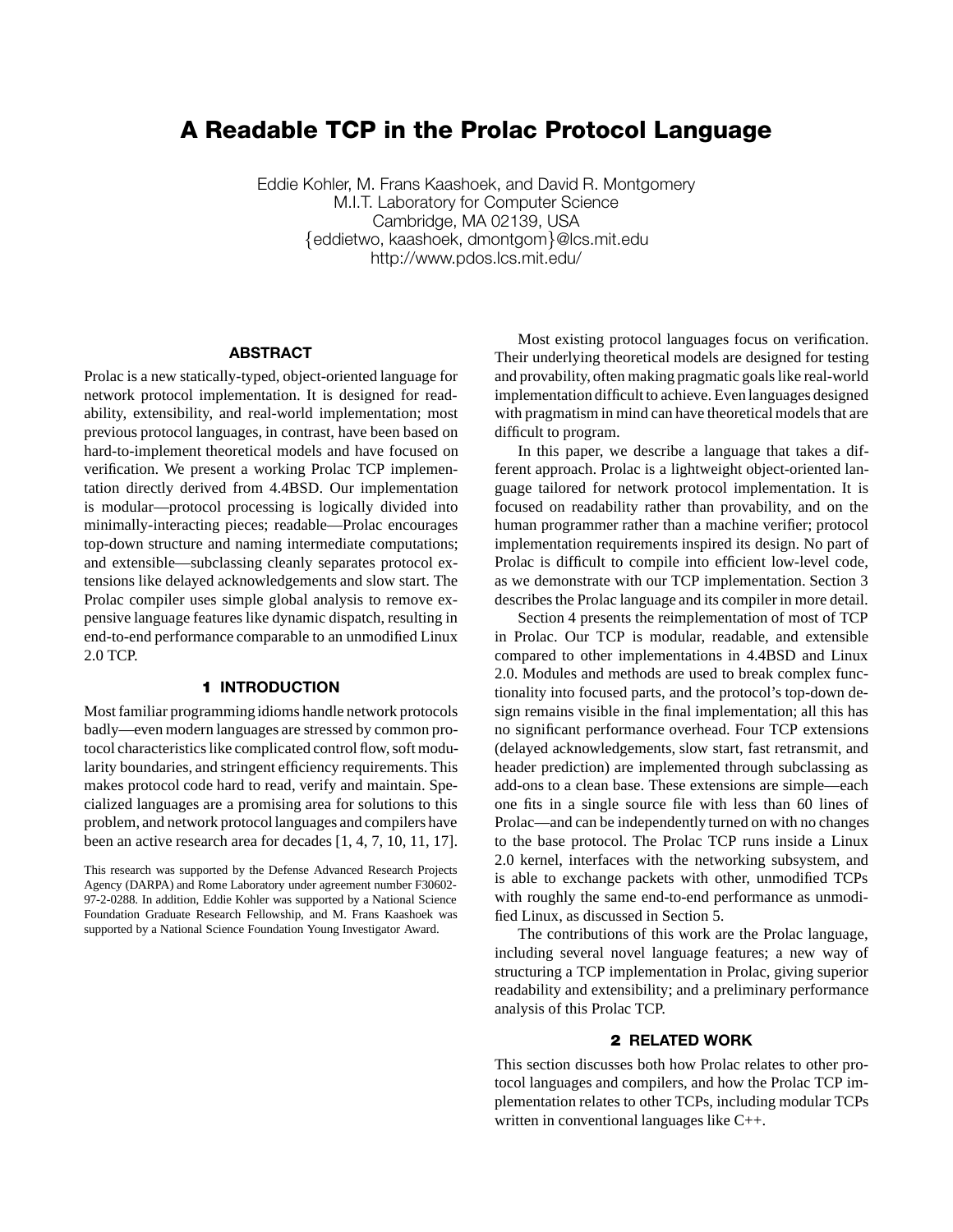# A Readable TCP in the Prolac Protocol Language

Eddie Kohler, M. Frans Kaashoek, and David R. Montgomery
M.I.T. Laboratory for Computer Science
Cambridge, MA 02139, USA
{eddietwo, kaashoek, dmontgom}@lcs.mit.edu
http://www.pdos.lcs.mit.edu/

## ABSTRACT

Prolac is a new statically-typed, object-oriented language for network protocol implementation. It is designed for readability, extensibility, and real-world implementation; most previous protocol languages, in contrast, have been based on hard-to-implement theoretical models and have focused on verification. We present a working Prolac TCP implementation directly derived from 4.4BSD. Our implementation is modular—protocol processing is logically divided into minimally-interacting pieces; readable—Prolac encourages top-down structure and naming intermediate computations; and extensible—subclassing cleanly separates protocol extensions like delayed acknowledgements and slow start. The Prolac compiler uses simple global analysis to remove expensive language features like dynamic dispatch, resulting in end-to-end performance comparable to an unmodified Linux 2.0 TCP.

## 1 INTRODUCTION

Most familiar programming idioms handle network protocols badly—even modern languages are stressed by common protocol characteristics like complicated control flow, soft modularity boundaries, and stringent efficiency requirements. This makes protocol code hard to read, verify and maintain. Specialized languages are a promising area for solutions to this problem, and network protocol languages and compilers have been an active research area for decades [1, 4, 7, 10, 11, 17].

This research was supported by the Defense Advanced Research Projects Agency (DARPA) and Rome Laboratory under agreement number F30602-97-2-0288. In addition, Eddie Kohler was supported by a National Science Foundation Graduate Research Fellowship, and M. Frans Kaashoek was supported by a National Science Foundation Young Investigator Award.

Most existing protocol languages focus on verification. Their underlying theoretical models are designed for testing and provability, often making pragmatic goals like real-world implementation difficult to achieve. Even languages designed with pragmatism in mind can have theoretical models that are difficult to program.

In this paper, we describe a language that takes a different approach. Prolac is a lightweight object-oriented language tailored for network protocol implementation. It is focused on readability rather than provability, and on the human programmer rather than a machine verifier; protocol implementation requirements inspired its design. No part of Prolac is difficult to compile into efficient low-level code, as we demonstrate with our TCP implementation. Section 3 describes the Prolac language and its compiler in more detail.

Section 4 presents the reimplementation of most of TCP in Prolac. Our TCP is modular, readable, and extensible compared to other implementations in 4.4BSD and Linux 2.0. Modules and methods are used to break complex functionality into focused parts, and the protocol's top-down design remains visible in the final implementation; all this has no significant performance overhead. Four TCP extensions (delayed acknowledgements, slow start, fast retransmit, and header prediction) are implemented through subclassing as add-ons to a clean base. These extensions are simple—each one fits in a single source file with less than 60 lines of Prolac—and can be independently turned on with no changes to the base protocol. The Prolac TCP runs inside a Linux 2.0 kernel, interfaces with the networking subsystem, and is able to exchange packets with other, unmodified TCPs with roughly the same end-to-end performance as unmodified Linux, as discussed in Section 5.

The contributions of this work are the Prolac language, including several novel language features; a new way of structuring a TCP implementation in Prolac, giving superior readability and extensibility; and a preliminary performance analysis of this Prolac TCP.

## 2 RELATED WORK

This section discusses both how Prolac relates to other protocol languages and compilers, and how the Prolac TCP implementation relates to other TCPs, including modular TCPs written in conventional languages like C++.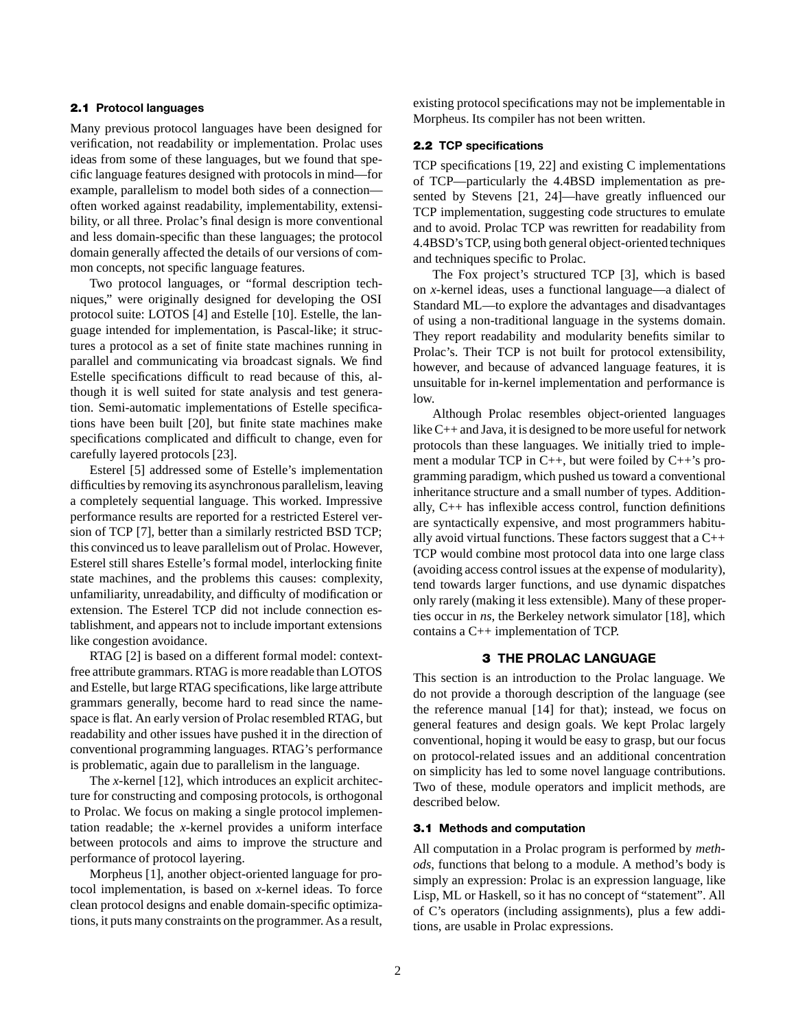### 2.1 Protocol languages

Many previous protocol languages have been designed for verification, not readability or implementation. Prolac uses ideas from some of these languages, but we found that specific language features designed with protocols in mind—for example, parallelism to model both sides of a connection—often worked against readability, implementability, extensibility, or all three. Prolac's final design is more conventional and less domain-specific than these languages; the protocol domain generally affected the details of our versions of common concepts, not specific language features.

Two protocol languages, or "formal description techniques," were originally designed for developing the OSI protocol suite: LOTOS [4] and Estelle [10]. Estelle, the language intended for implementation, is Pascal-like; it structures a protocol as a set of finite state machines running in parallel and communicating via broadcast signals. We find Estelle specifications difficult to read because of this, although it is well suited for state analysis and test generation. Semi-automatic implementations of Estelle specifications have been built [20], but finite state machines make specifications complicated and difficult to change, even for carefully layered protocols [23].

Esterel [5] addressed some of Estelle's implementation difficulties by removing its asynchronous parallelism, leaving a completely sequential language. This worked. Impressive performance results are reported for a restricted Esterel version of TCP [7], better than a similarly restricted BSD TCP; this convinced us to leave parallelism out of Prolac. However, Esterel still shares Estelle's formal model, interlocking finite state machines, and the problems this causes: complexity, unfamiliarity, unreadability, and difficulty of modification or extension. The Esterel TCP did not include connection establishment, and appears not to include important extensions like congestion avoidance.

RTAG [2] is based on a different formal model: context-free attribute grammars. RTAG is more readable than LOTOS and Estelle, but large RTAG specifications, like large attribute grammars generally, become hard to read since the namespace is flat. An early version of Prolac resembled RTAG, but readability and other issues have pushed it in the direction of conventional programming languages. RTAG's performance is problematic, again due to parallelism in the language.

The *x*-kernel [12], which introduces an explicit architecture for constructing and composing protocols, is orthogonal to Prolac. We focus on making a single protocol implementation readable; the *x*-kernel provides a uniform interface between protocols and aims to improve the structure and performance of protocol layering.

Morpheus [1], another object-oriented language for protocol implementation, is based on *x*-kernel ideas. To force clean protocol designs and enable domain-specific optimizations, it puts many constraints on the programmer. As a result, existing protocol specifications may not be implementable in Morpheus. Its compiler has not been written.

### 2.2 TCP specifications

TCP specifications [19, 22] and existing C implementations of TCP—particularly the 4.4BSD implementation as presented by Stevens [21, 24]—have greatly influenced our TCP implementation, suggesting code structures to emulate and to avoid. Prolac TCP was rewritten for readability from 4.4BSD's TCP, using both general object-oriented techniques and techniques specific to Prolac.

The Fox project's structured TCP [3], which is based on *x*-kernel ideas, uses a functional language—a dialect of Standard ML—to explore the advantages and disadvantages of using a non-traditional language in the systems domain. They report readability and modularity benefits similar to Prolac's. Their TCP is not built for protocol extensibility, however, and because of advanced language features, it is unsuitable for in-kernel implementation and performance is low.

Although Prolac resembles object-oriented languages like C++ and Java, it is designed to be more useful for network protocols than these languages. We initially tried to implement a modular TCP in C++, but were foiled by C++'s programming paradigm, which pushed us toward a conventional inheritance structure and a small number of types. Additionally, C++ has inflexible access control, function definitions are syntactically expensive, and most programmers habitually avoid virtual functions. These factors suggest that a C++ TCP would combine most protocol data into one large class (avoiding access control issues at the expense of modularity), tend towards larger functions, and use dynamic dispatches only rarely (making it less extensible). Many of these properties occur in *ns*, the Berkeley network simulator [18], which contains a C++ implementation of TCP.

## 3 THE PROLAC LANGUAGE

This section is an introduction to the Prolac language. We do not provide a thorough description of the language (see the reference manual [14] for that); instead, we focus on general features and design goals. We kept Prolac largely conventional, hoping it would be easy to grasp, but our focus on protocol-related issues and an additional concentration on simplicity has led to some novel language contributions. Two of these, module operators and implicit methods, are described below.

### 3.1 Methods and computation

All computation in a Prolac program is performed by *methods*, functions that belong to a module. A method's body is simply an expression: Prolac is an expression language, like Lisp, ML or Haskell, so it has no concept of "statement". All of C's operators (including assignments), plus a few additions, are usable in Prolac expressions.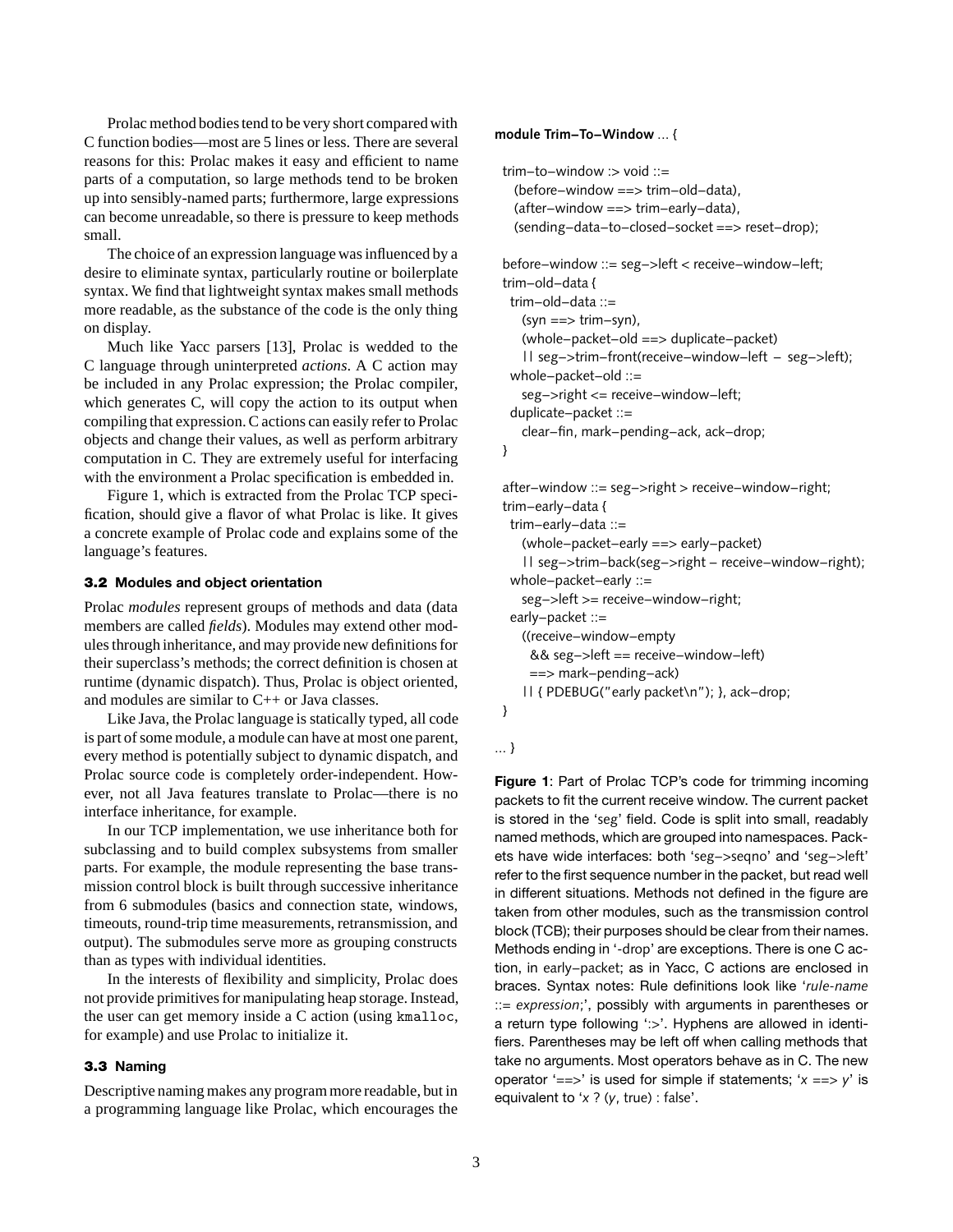Prolac method bodies tend to be very short compared with C function bodies—most are 5 lines or less. There are several reasons for this: Prolac makes it easy and efficient to name parts of a computation, so large methods tend to be broken up into sensibly-named parts; furthermore, large expressions can become unreadable, so there is pressure to keep methods small.

The choice of an expression language was influenced by a desire to eliminate syntax, particularly routine or boilerplate syntax. We find that lightweight syntax makes small methods more readable, as the substance of the code is the only thing on display.

Much like Yacc parsers [13], Prolac is wedded to the C language through uninterpreted *actions*. A C action may be included in any Prolac expression; the Prolac compiler, which generates C, will copy the action to its output when compiling that expression. C actions can easily refer to Prolac objects and change their values, as well as perform arbitrary computation in C. They are extremely useful for interfacing with the environment a Prolac specification is embedded in.

Figure 1, which is extracted from the Prolac TCP specification, should give a flavor of what Prolac is like. It gives a concrete example of Prolac code and explains some of the language's features.

### 3.2 Modules and object orientation

Prolac *modules* represent groups of methods and data (data members are called *fields*). Modules may extend other modules through inheritance, and may provide new definitions for their superclass's methods; the correct definition is chosen at runtime (dynamic dispatch). Thus, Prolac is object oriented, and modules are similar to C++ or Java classes.

Like Java, the Prolac language is statically typed, all code is part of some module, a module can have at most one parent, every method is potentially subject to dynamic dispatch, and Prolac source code is completely order-independent. However, not all Java features translate to Prolac—there is no interface inheritance, for example.

In our TCP implementation, we use inheritance both for subclassing and to build complex subsystems from smaller parts. For example, the module representing the base transmission control block is built through successive inheritance from 6 submodules (basics and connection state, windows, timeouts, round-trip time measurements, retransmission, and output). The submodules serve more as grouping constructs than as types with individual identities.

In the interests of flexibility and simplicity, Prolac does not provide primitives for manipulating heap storage. Instead, the user can get memory inside a C action (using `kmalloc`, for example) and use Prolac to initialize it.

### 3.3 Naming

Descriptive naming makes any program more readable, but in a programming language like Prolac, which encourages the

```
module Trim-To-Window ... {

  trim-to-window :> void ::=
    (before-window ==> trim-old-data),
    (after-window ==> trim-early-data),
    (sending-data-to-closed-socket ==> reset-drop);

  before-window ::= seg->left < receive-window-left;
  trim-old-data {
    trim-old-data ::=
      (syn ==> trim-syn),
      (whole-packet-old ==> duplicate-packet)
      || seg->trim-front(receive-window-left - seg->left);
    whole-packet-old ::=
      seg->right <= receive-window-left;
    duplicate-packet ::=
      clear-fin, mark-pending-ack, ack-drop;
  }

  after-window ::= seg->right > receive-window-right;
  trim-early-data {
    trim-early-data ::=
      (whole-packet-early ==> early-packet)
      || seg->trim-back(seg->right - receive-window-right);
    whole-packet-early ::=
      seg->left >= receive-window-right;
    early-packet ::=
      ((receive-window-empty
        && seg->left == receive-window-left)
        ==> mark-pending-ack)
      || { PDEBUG("early packet\n"); }, ack-drop;
  }

... }
```

**Figure 1**: Part of Prolac TCP's code for trimming incoming packets to fit the current receive window. The current packet is stored in the 'seg' field. Code is split into small, readably named methods, which are grouped into namespaces. Packets have wide interfaces: both 'seg->seqno' and 'seg->left' refer to the first sequence number in the packet, but read well in different situations. Methods not defined in the figure are taken from other modules, such as the transmission control block (TCB); their purposes should be clear from their names. Methods ending in '-drop' are exceptions. There is one C action, in early-packet; as in Yacc, C actions are enclosed in braces. Syntax notes: Rule definitions look like '*rule-name* ::= *expression*;', possibly with arguments in parentheses or a return type following ':>'. Hyphens are allowed in identifiers. Parentheses may be left off when calling methods that take no arguments. Most operators behave as in C. The new operator '==>' is used for simple if statements; '*x* ==> *y*' is equivalent to '*x* ? (*y*, true) : false'.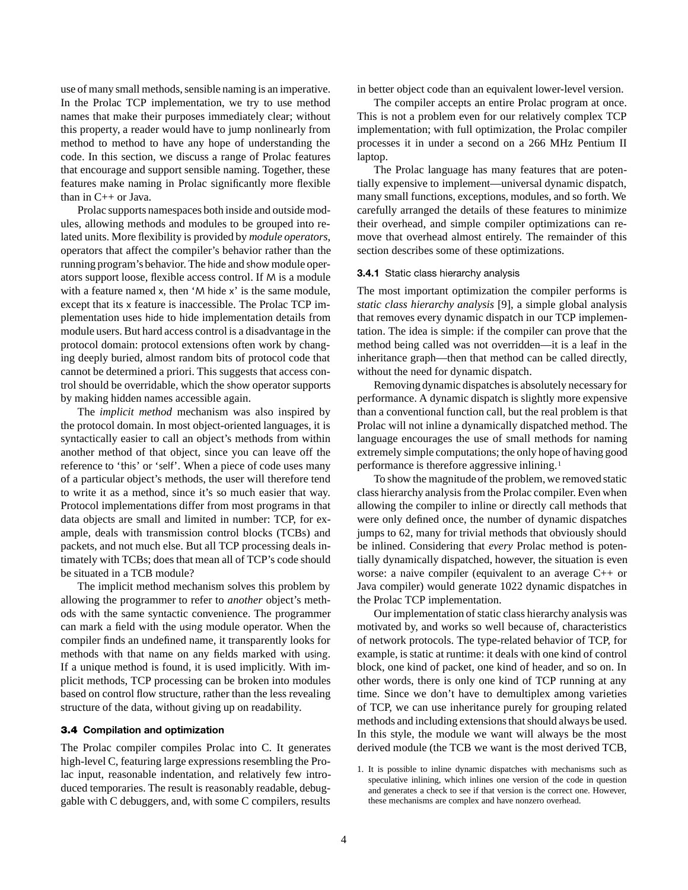use of many small methods, sensible naming is an imperative. In the Prolac TCP implementation, we try to use method names that make their purposes immediately clear; without this property, a reader would have to jump nonlinearly from method to method to have any hope of understanding the code. In this section, we discuss a range of Prolac features that encourage and support sensible naming. Together, these features make naming in Prolac significantly more flexible than in C++ or Java.

Prolac supports namespaces both inside and outside modules, allowing methods and modules to be grouped into related units. More flexibility is provided by *module operators*, operators that affect the compiler's behavior rather than the running program's behavior. The hide and show module operators support loose, flexible access control. If M is a module with a feature named x, then 'M hide x' is the same module, except that its x feature is inaccessible. The Prolac TCP implementation uses hide to hide implementation details from module users. But hard access control is a disadvantage in the protocol domain: protocol extensions often work by changing deeply buried, almost random bits of protocol code that cannot be determined a priori. This suggests that access control should be overridable, which the show operator supports by making hidden names accessible again.

The *implicit method* mechanism was also inspired by the protocol domain. In most object-oriented languages, it is syntactically easier to call an object's methods from within another method of that object, since you can leave off the reference to 'this' or 'self'. When a piece of code uses many of a particular object's methods, the user will therefore tend to write it as a method, since it's so much easier that way. Protocol implementations differ from most programs in that data objects are small and limited in number: TCP, for example, deals with transmission control blocks (TCBs) and packets, and not much else. But all TCP processing deals intimately with TCBs; does that mean all of TCP's code should be situated in a TCB module?

The implicit method mechanism solves this problem by allowing the programmer to refer to *another* object's methods with the same syntactic convenience. The programmer can mark a field with the using module operator. When the compiler finds an undefined name, it transparently looks for methods with that name on any fields marked with using. If a unique method is found, it is used implicitly. With implicit methods, TCP processing can be broken into modules based on control flow structure, rather than the less revealing structure of the data, without giving up on readability.

### 3.4 Compilation and optimization

The Prolac compiler compiles Prolac into C. It generates high-level C, featuring large expressions resembling the Prolac input, reasonable indentation, and relatively few introduced temporaries. The result is reasonably readable, debuggable with C debuggers, and, with some C compilers, results in better object code than an equivalent lower-level version.

The compiler accepts an entire Prolac program at once. This is not a problem even for our relatively complex TCP implementation; with full optimization, the Prolac compiler processes it in under a second on a 266 MHz Pentium II laptop.

The Prolac language has many features that are potentially expensive to implement—universal dynamic dispatch, many small functions, exceptions, modules, and so forth. We carefully arranged the details of these features to minimize their overhead, and simple compiler optimizations can remove that overhead almost entirely. The remainder of this section describes some of these optimizations.

#### 3.4.1 Static class hierarchy analysis

The most important optimization the compiler performs is *static class hierarchy analysis* [9], a simple global analysis that removes every dynamic dispatch in our TCP implementation. The idea is simple: if the compiler can prove that the method being called was not overridden—it is a leaf in the inheritance graph—then that method can be called directly, without the need for dynamic dispatch.

Removing dynamic dispatches is absolutely necessary for performance. A dynamic dispatch is slightly more expensive than a conventional function call, but the real problem is that Prolac will not inline a dynamically dispatched method. The language encourages the use of small methods for naming extremely simple computations; the only hope of having good performance is therefore aggressive inlining.[1]

To show the magnitude of the problem, we removed static class hierarchy analysis from the Prolac compiler. Even when allowing the compiler to inline or directly call methods that were only defined once, the number of dynamic dispatches jumps to 62, many for trivial methods that obviously should be inlined. Considering that *every* Prolac method is potentially dynamically dispatched, however, the situation is even worse: a naive compiler (equivalent to an average C++ or Java compiler) would generate 1022 dynamic dispatches in the Prolac TCP implementation.

Our implementation of static class hierarchy analysis was motivated by, and works so well because of, characteristics of network protocols. The type-related behavior of TCP, for example, is static at runtime: it deals with one kind of control block, one kind of packet, one kind of header, and so on. In other words, there is only one kind of TCP running at any time. Since we don't have to demultiplex among varieties of TCP, we can use inheritance purely for grouping related methods and including extensions that should always be used. In this style, the module we want will always be the most derived module (the TCB we want is the most derived TCB,

1. It is possible to inline dynamic dispatches with mechanisms such as speculative inlining, which inlines one version of the code in question and generates a check to see if that version is the correct one. However, these mechanisms are complex and have nonzero overhead.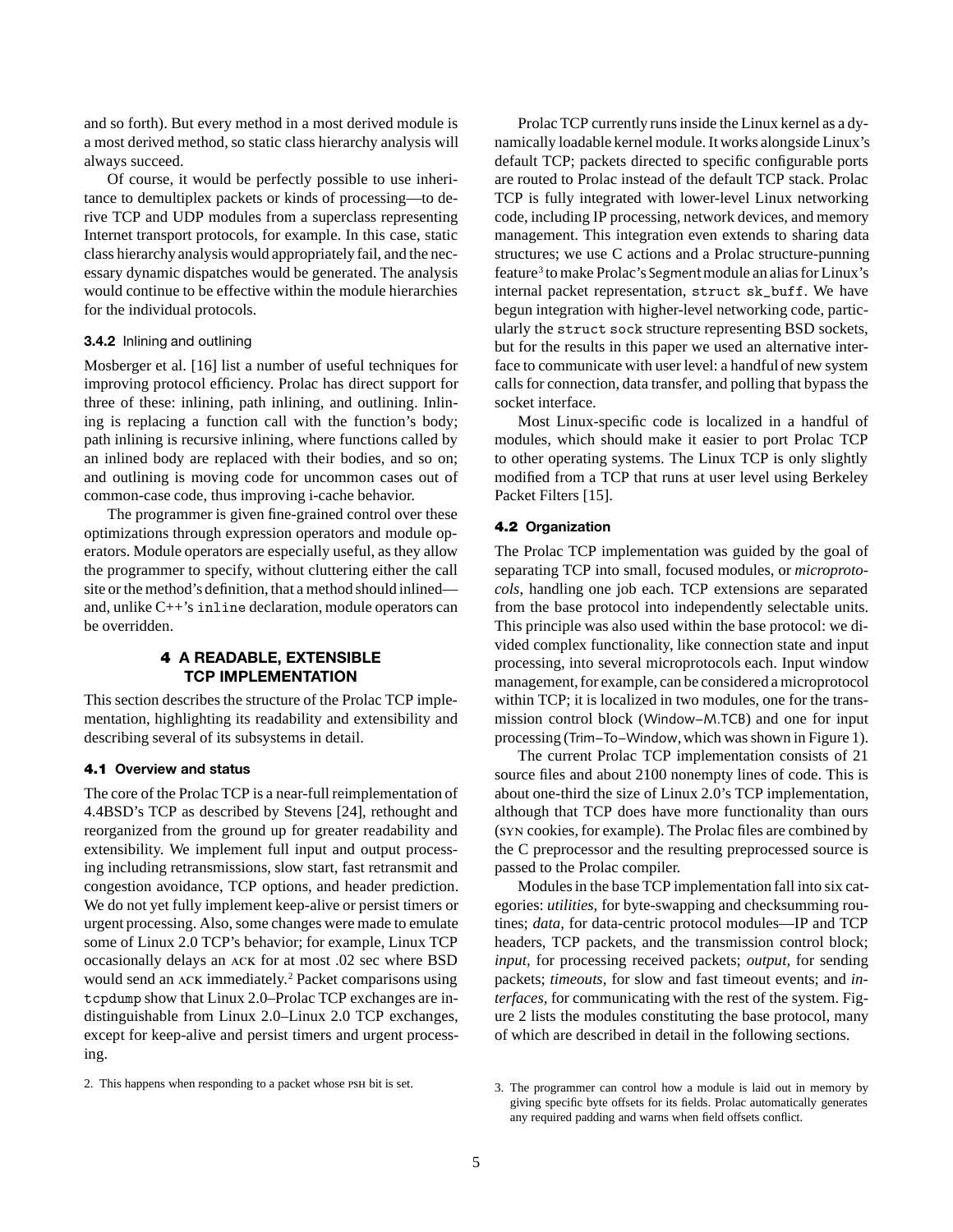and so forth). But every method in a most derived module is a most derived method, so static class hierarchy analysis will always succeed.

Of course, it would be perfectly possible to use inheritance to demultiplex packets or kinds of processing—to derive TCP and UDP modules from a superclass representing Internet transport protocols, for example. In this case, static class hierarchy analysis would appropriately fail, and the necessary dynamic dispatches would be generated. The analysis would continue to be effective within the module hierarchies for the individual protocols.

#### 3.4.2 Inlining and outlining

Mosberger et al. [16] list a number of useful techniques for improving protocol efficiency. Prolac has direct support for three of these: inlining, path inlining, and outlining. Inlining is replacing a function call with the function's body; path inlining is recursive inlining, where functions called by an inlined body are replaced with their bodies, and so on; and outlining is moving code for uncommon cases out of common-case code, thus improving i-cache behavior.

The programmer is given fine-grained control over these optimizations through expression operators and module operators. Module operators are especially useful, as they allow the programmer to specify, without cluttering either the call site or the method's definition, that a method should inlined—and, unlike C++'s `inline` declaration, module operators can be overridden.

## 4 A READABLE, EXTENSIBLE TCP IMPLEMENTATION

This section describes the structure of the Prolac TCP implementation, highlighting its readability and extensibility and describing several of its subsystems in detail.

### 4.1 Overview and status

The core of the Prolac TCP is a near-full reimplementation of 4.4BSD's TCP as described by Stevens [24], rethought and reorganized from the ground up for greater readability and extensibility. We implement full input and output processing including retransmissions, slow start, fast retransmit and congestion avoidance, TCP options, and header prediction. We do not yet fully implement keep-alive or persist timers or urgent processing. Also, some changes were made to emulate some of Linux 2.0 TCP's behavior; for example, Linux TCP occasionally delays an ACK for at most .02 sec where BSD would send an ACK immediately.[2] Packet comparisons using `tcpdump` show that Linux 2.0–Prolac TCP exchanges are indistinguishable from Linux 2.0–Linux 2.0 TCP exchanges, except for keep-alive and persist timers and urgent processing.

[2] This happens when responding to a packet whose PSH bit is set.

Prolac TCP currently runs inside the Linux kernel as a dynamically loadable kernel module. It works alongside Linux's default TCP; packets directed to specific configurable ports are routed to Prolac instead of the default TCP stack. Prolac TCP is fully integrated with lower-level Linux networking code, including IP processing, network devices, and memory management. This integration even extends to sharing data structures; we use C actions and a Prolac structure-punning feature[3] to make Prolac's Segment module an alias for Linux's internal packet representation, `struct sk_buff`. We have begun integration with higher-level networking code, particularly the `struct sock` structure representing BSD sockets, but for the results in this paper we used an alternative interface to communicate with user level: a handful of new system calls for connection, data transfer, and polling that bypass the socket interface.

Most Linux-specific code is localized in a handful of modules, which should make it easier to port Prolac TCP to other operating systems. The Linux TCP is only slightly modified from a TCP that runs at user level using Berkeley Packet Filters [15].

### 4.2 Organization

The Prolac TCP implementation was guided by the goal of separating TCP into small, focused modules, or *microprotocols,* handling one job each. TCP extensions are separated from the base protocol into independently selectable units. This principle was also used within the base protocol: we divided complex functionality, like connection state and input processing, into several microprotocols each. Input window management, for example, can be considered a microprotocol within TCP; it is localized in two modules, one for the transmission control block (Window–M.TCB) and one for input processing (Trim–To–Window, which was shown in Figure 1).

The current Prolac TCP implementation consists of 21 source files and about 2100 nonempty lines of code. This is about one-third the size of Linux 2.0's TCP implementation, although that TCP does have more functionality than ours (SYN cookies, for example). The Prolac files are combined by the C preprocessor and the resulting preprocessed source is passed to the Prolac compiler.

Modules in the base TCP implementation fall into six categories: *utilities,* for byte-swapping and checksumming routines; *data,* for data-centric protocol modules—IP and TCP headers, TCP packets, and the transmission control block; *input,* for processing received packets; *output,* for sending packets; *timeouts,* for slow and fast timeout events; and *interfaces,* for communicating with the rest of the system. Figure 2 lists the modules constituting the base protocol, many of which are described in detail in the following sections.

[3] The programmer can control how a module is laid out in memory by giving specific byte offsets for its fields. Prolac automatically generates any required padding and warns when field offsets conflict.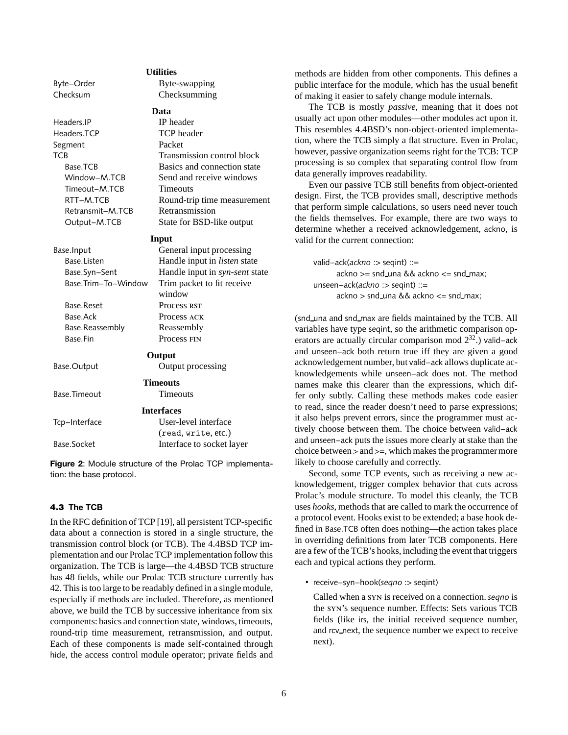| Module | Description |
|---|---|
| **Utilities** | |
| Byte–Order | Byte-swapping |
| Checksum | Checksumming |
| **Data** | |
| Headers.IP | IP header |
| Headers.TCP | TCP header |
| Segment | Packet |
| TCB | Transmission control block |
| Base.TCB | Basics and connection state |
| Window–M.TCB | Send and receive windows |
| Timeout–M.TCB | Timeouts |
| RTT–M.TCB | Round-trip time measurement |
| Retransmit–M.TCB | Retransmission |
| Output–M.TCB | State for BSD-like output |
| **Input** | |
| Base.Input | General input processing |
| Base.Listen | Handle input in *listen* state |
| Base.Syn–Sent | Handle input in *syn-sent* state |
| Base.Trim–To–Window | Trim packet to fit receive window |
| Base.Reset | Process RST |
| Base.Ack | Process ACK |
| Base.Reassembly | Reassembly |
| Base.Fin | Process FIN |
| **Output** | |
| Base.Output | Output processing |
| **Timeouts** | |
| Base.Timeout | Timeouts |
| **Interfaces** | |
| Tcp–Interface | User-level interface (`read`, `write`, etc.) |
| Base.Socket | Interface to socket layer |

**Figure 2**: Module structure of the Prolac TCP implementation: the base protocol.

### 4.3 The TCB

In the RFC definition of TCP [19], all persistent TCP-specific data about a connection is stored in a single structure, the transmission control block (or TCB). The 4.4BSD TCP implementation and our Prolac TCP implementation follow this organization. The TCB is large—the 4.4BSD TCB structure has 48 fields, while our Prolac TCB structure currently has 42. This is too large to be readably defined in a single module, especially if methods are included. Therefore, as mentioned above, we build the TCB by successive inheritance from six components: basics and connection state, windows, timeouts, round-trip time measurement, retransmission, and output. Each of these components is made self-contained through hide, the access control module operator; private fields and methods are hidden from other components. This defines a public interface for the module, which has the usual benefit of making it easier to safely change module internals.

The TCB is mostly *passive*, meaning that it does not usually act upon other modules—other modules act upon it. This resembles 4.4BSD's non-object-oriented implementation, where the TCB simply a flat structure. Even in Prolac, however, passive organization seems right for the TCB: TCP processing is so complex that separating control flow from data generally improves readability.

Even our passive TCB still benefits from object-oriented design. First, the TCB provides small, descriptive methods that perform simple calculations, so users need never touch the fields themselves. For example, there are two ways to determine whether a received acknowledgement, ackno, is valid for the current connection:

```
valid–ack(ackno :> seqint) ::=
        ackno >= snd_una && ackno <= snd_max;
unseen–ack(ackno :> seqint) ::=
        ackno > snd_una && ackno <= snd_max;
```

(snd_una and snd_max are fields maintained by the TCB. All variables have type seqint, so the arithmetic comparison operators are actually circular comparison mod $2^{32}$.) valid–ack and unseen–ack both return true iff they are given a good acknowledgement number, but valid–ack allows duplicate acknowledgements while unseen–ack does not. The method names make this clearer than the expressions, which differ only subtly. Calling these methods makes code easier to read, since the reader doesn't need to parse expressions; it also helps prevent errors, since the programmer must actively choose between them. The choice between valid–ack and unseen–ack puts the issues more clearly at stake than the choice between > and >=, which makes the programmer more likely to choose carefully and correctly.

Second, some TCP events, such as receiving a new acknowledgement, trigger complex behavior that cuts across Prolac's module structure. To model this cleanly, the TCB uses *hooks*, methods that are called to mark the occurrence of a protocol event. Hooks exist to be extended; a base hook defined in Base.TCB often does nothing—the action takes place in overriding definitions from later TCB components. Here are a few of the TCB's hooks, including the event that triggers each and typical actions they perform.

- receive–syn–hook(*seqno* :> seqint)

  Called when a SYN is received on a connection. *seqno* is the SYN's sequence number. Effects: Sets various TCB fields (like irs, the initial received sequence number, and rcv_next, the sequence number we expect to receive next).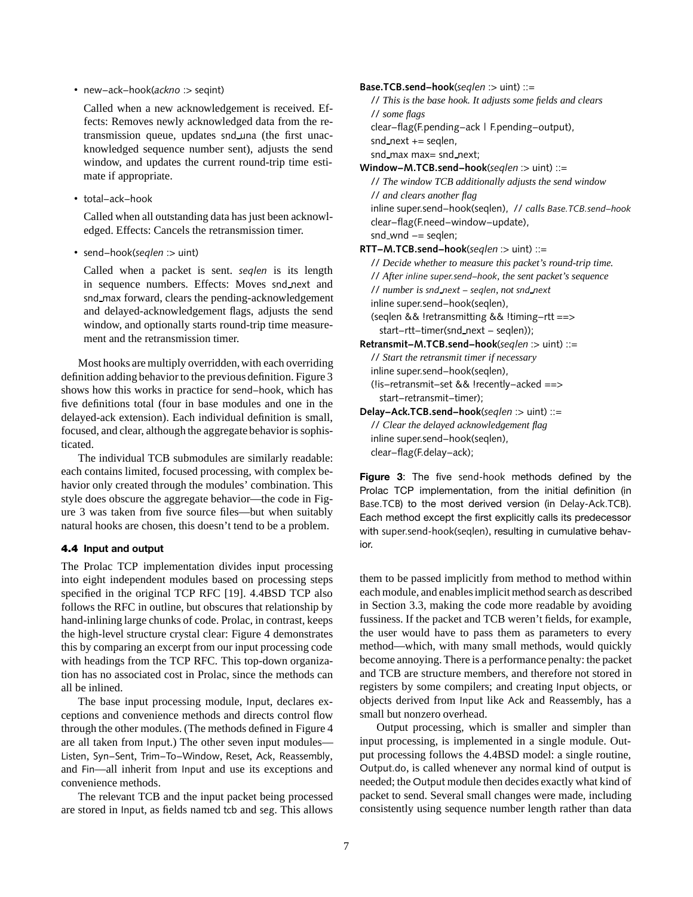- new–ack–hook(*ackno* :> seqint)

  Called when a new acknowledgement is received. Effects: Removes newly acknowledged data from the retransmission queue, updates snd_una (the first unacknowledged sequence number sent), adjusts the send window, and updates the current round-trip time estimate if appropriate.

- total–ack–hook

  Called when all outstanding data has just been acknowledged. Effects: Cancels the retransmission timer.

- send–hook(*seqlen* :> uint)

  Called when a packet is sent. *seqlen* is its length in sequence numbers. Effects: Moves snd_next and snd_max forward, clears the pending-acknowledgement and delayed-acknowledgement flags, adjusts the send window, and optionally starts round-trip time measurement and the retransmission timer.

Most hooks are multiply overridden, with each overriding definition adding behavior to the previous definition. Figure 3 shows how this works in practice for send–hook, which has five definitions total (four in base modules and one in the delayed-ack extension). Each individual definition is small, focused, and clear, although the aggregate behavior is sophisticated.

The individual TCB submodules are similarly readable: each contains limited, focused processing, with complex behavior only created through the modules' combination. This style does obscure the aggregate behavior—the code in Figure 3 was taken from five source files—but when suitably natural hooks are chosen, this doesn't tend to be a problem.

```
Base.TCB.send–hook(seqlen :> uint) ::=
  // This is the base hook. It adjusts some fields and clears
  // some flags
  clear–flag(F.pending–ack | F.pending–output),
  snd_next += seqlen,
  snd_max max= snd_next;
Window–M.TCB.send–hook(seqlen :> uint) ::=
  // The window TCB additionally adjusts the send window
  // and clears another flag
  inline super.send–hook(seqlen), // calls Base.TCB.send–hook
  clear–flag(F.need–window–update),
  snd_wnd –= seqlen;
RTT–M.TCB.send–hook(seqlen :> uint) ::=
  // Decide whether to measure this packet's round-trip time.
  // After inline super.send–hook, the sent packet's sequence
  // number is snd_next – seqlen, not snd_next
  inline super.send–hook(seqlen),
  (seqlen && !retransmitting && !timing–rtt ==>
    start–rtt–timer(snd_next – seqlen));
Retransmit–M.TCB.send–hook(seqlen :> uint) ::=
  // Start the retransmit timer if necessary
  inline super.send–hook(seqlen),
  (!is–retransmit–set && !recently–acked ==>
    start–retransmit–timer);
Delay–Ack.TCB.send–hook(seqlen :> uint) ::=
  // Clear the delayed acknowledgement flag
  inline super.send–hook(seqlen),
  clear–flag(F.delay–ack);
```

**Figure 3**: The five send-hook methods defined by the Prolac TCP implementation, from the initial definition (in Base.TCB) to the most derived version (in Delay-Ack.TCB). Each method except the first explicitly calls its predecessor with super.send-hook(seqlen), resulting in cumulative behavior.

### 4.4 Input and output

The Prolac TCP implementation divides input processing into eight independent modules based on processing steps specified in the original TCP RFC [19]. 4.4BSD TCP also follows the RFC in outline, but obscures that relationship by hand-inlining large chunks of code. Prolac, in contrast, keeps the high-level structure crystal clear: Figure 4 demonstrates this by comparing an excerpt from our input processing code with headings from the TCP RFC. This top-down organization has no associated cost in Prolac, since the methods can all be inlined.

The base input processing module, Input, declares exceptions and convenience methods and directs control flow through the other modules. (The methods defined in Figure 4 are all taken from Input.) The other seven input modules—Listen, Syn–Sent, Trim–To–Window, Reset, Ack, Reassembly, and Fin—all inherit from Input and use its exceptions and convenience methods.

The relevant TCB and the input packet being processed are stored in Input, as fields named tcb and seg. This allows them to be passed implicitly from method to method within each module, and enables implicit method search as described in Section 3.3, making the code more readable by avoiding fussiness. If the packet and TCB weren't fields, for example, the user would have to pass them as parameters to every method—which, with many small methods, would quickly become annoying. There is a performance penalty: the packet and TCB are structure members, and therefore not stored in registers by some compilers; and creating Input objects, or objects derived from Input like Ack and Reassembly, has a small but nonzero overhead.

Output processing, which is smaller and simpler than input processing, is implemented in a single module. Output processing follows the 4.4BSD model: a single routine, Output.do, is called whenever any normal kind of output is needed; the Output module then decides exactly what kind of packet to send. Several small changes were made, including consistently using sequence number length rather than data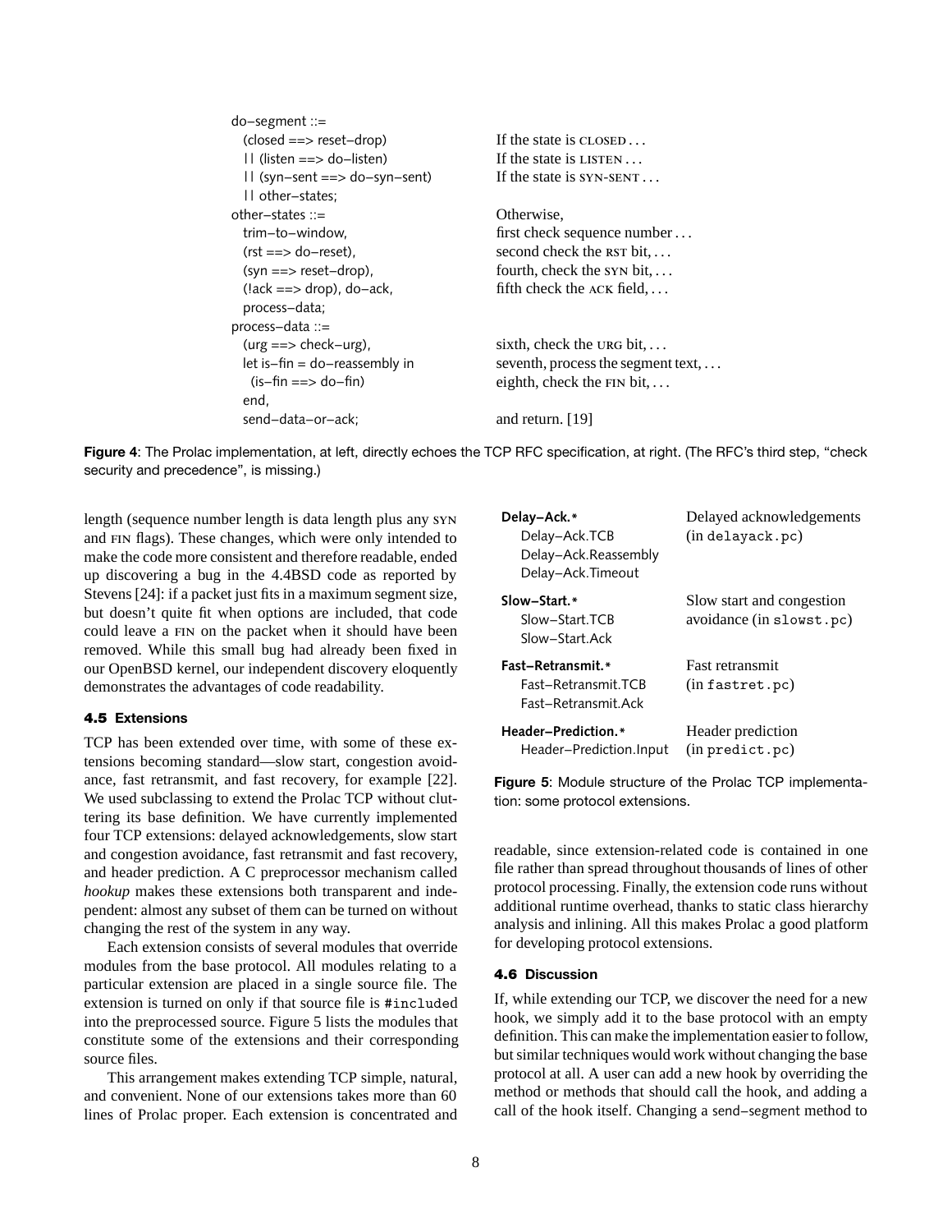| | |
|---|---|
| do–segment ::= | |
| (closed ==> reset–drop) | If the state is CLOSED . . . |
| \|\| (listen ==> do–listen) | If the state is LISTEN . . . |
| \|\| (syn–sent ==> do–syn–sent) | If the state is SYN-SENT . . . |
| \|\| other–states; | |
| other–states ::= | Otherwise, |
| trim–to–window, | first check sequence number . . . |
| (rst ==> do–reset), | second check the RST bit, . . . |
| (syn ==> reset–drop), | fourth, check the SYN bit, . . . |
| (!ack ==> drop), do–ack, | fifth check the ACK field, . . . |
| process–data; | |
| process–data ::= | |
| (urg ==> check–urg), | sixth, check the URG bit, . . . |
| let is–fin = do–reassembly in | seventh, process the segment text, . . . |
| (is–fin ==> do–fin) | eighth, check the FIN bit, . . . |
| end, | |
| send–data–or–ack; | and return. [19] |

**Figure 4**: The Prolac implementation, at left, directly echoes the TCP RFC specification, at right. (The RFC's third step, "check security and precedence", is missing.)

length (sequence number length is data length plus any SYN and FIN flags). These changes, which were only intended to make the code more consistent and therefore readable, ended up discovering a bug in the 4.4BSD code as reported by Stevens [24]: if a packet just fits in a maximum segment size, but doesn't quite fit when options are included, that code could leave a FIN on the packet when it should have been removed. While this small bug had already been fixed in our OpenBSD kernel, our independent discovery eloquently demonstrates the advantages of code readability.

### 4.5 Extensions

TCP has been extended over time, with some of these extensions becoming standard—slow start, congestion avoidance, fast retransmit, and fast recovery, for example [22]. We used subclassing to extend the Prolac TCP without cluttering its base definition. We have currently implemented four TCP extensions: delayed acknowledgements, slow start and congestion avoidance, fast retransmit and fast recovery, and header prediction. A C preprocessor mechanism called *hookup* makes these extensions both transparent and independent: almost any subset of them can be turned on without changing the rest of the system in any way.

Each extension consists of several modules that override modules from the base protocol. All modules relating to a particular extension are placed in a single source file. The extension is turned on only if that source file is `#included` into the preprocessed source. Figure 5 lists the modules that constitute some of the extensions and their corresponding source files.

This arrangement makes extending TCP simple, natural, and convenient. None of our extensions takes more than 60 lines of Prolac proper. Each extension is concentrated and readable, since extension-related code is contained in one file rather than spread throughout thousands of lines of other protocol processing. Finally, the extension code runs without additional runtime overhead, thanks to static class hierarchy analysis and inlining. All this makes Prolac a good platform for developing protocol extensions.

| Modules | Extension |
|---|---|
| **Delay–Ack.\*** | Delayed acknowledgements |
| Delay–Ack.TCB | (in `delayack.pc`) |
| Delay–Ack.Reassembly | |
| Delay–Ack.Timeout | |
| **Slow–Start.\*** | Slow start and congestion |
| Slow–Start.TCB | avoidance (in `slowst.pc`) |
| Slow–Start.Ack | |
| **Fast–Retransmit.\*** | Fast retransmit |
| Fast–Retransmit.TCB | (in `fastret.pc`) |
| Fast–Retransmit.Ack | |
| **Header–Prediction.\*** | Header prediction |
| Header–Prediction.Input | (in `predict.pc`) |

**Figure 5**: Module structure of the Prolac TCP implementation: some protocol extensions.

### 4.6 Discussion

If, while extending our TCP, we discover the need for a new hook, we simply add it to the base protocol with an empty definition. This can make the implementation easier to follow, but similar techniques would work without changing the base protocol at all. A user can add a new hook by overriding the method or methods that should call the hook, and adding a call of the hook itself. Changing a send–segment method to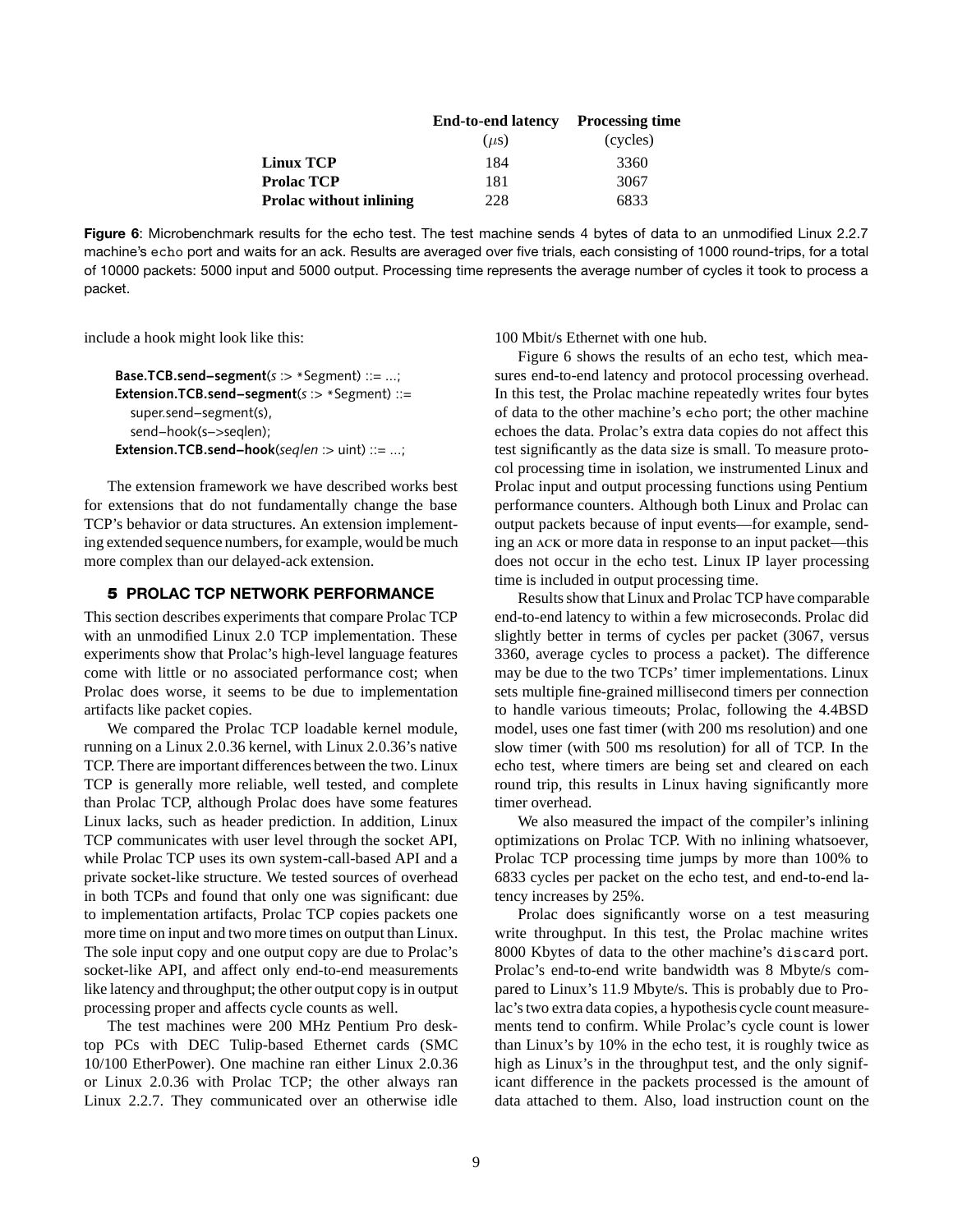| | End-to-end latency ($\mu$s) | Processing time (cycles) |
|---|---|---|
| **Linux TCP** | 184 | 3360 |
| **Prolac TCP** | 181 | 3067 |
| **Prolac without inlining** | 228 | 6833 |

**Figure 6**: Microbenchmark results for the echo test. The test machine sends 4 bytes of data to an unmodified Linux 2.2.7 machine's `echo` port and waits for an ack. Results are averaged over five trials, each consisting of 1000 round-trips, for a total of 10000 packets: 5000 input and 5000 output. Processing time represents the average number of cycles it took to process a packet.

include a hook might look like this:

```
Base.TCB.send–segment(s :> *Segment) ::= ...;
Extension.TCB.send–segment(s :> *Segment) ::=
   super.send–segment(s),
   send–hook(s–>seqlen);
Extension.TCB.send–hook(seqlen :> uint) ::= ...;
```

The extension framework we have described works best for extensions that do not fundamentally change the base TCP's behavior or data structures. An extension implementing extended sequence numbers, for example, would be much more complex than our delayed-ack extension.

## 5 PROLAC TCP NETWORK PERFORMANCE

This section describes experiments that compare Prolac TCP with an unmodified Linux 2.0 TCP implementation. These experiments show that Prolac's high-level language features come with little or no associated performance cost; when Prolac does worse, it seems to be due to implementation artifacts like packet copies.

We compared the Prolac TCP loadable kernel module, running on a Linux 2.0.36 kernel, with Linux 2.0.36's native TCP. There are important differences between the two. Linux TCP is generally more reliable, well tested, and complete than Prolac TCP, although Prolac does have some features Linux lacks, such as header prediction. In addition, Linux TCP communicates with user level through the socket API, while Prolac TCP uses its own system-call-based API and a private socket-like structure. We tested sources of overhead in both TCPs and found that only one was significant: due to implementation artifacts, Prolac TCP copies packets one more time on input and two more times on output than Linux. The sole input copy and one output copy are due to Prolac's socket-like API, and affect only end-to-end measurements like latency and throughput; the other output copy is in output processing proper and affects cycle counts as well.

The test machines were 200 MHz Pentium Pro desktop PCs with DEC Tulip-based Ethernet cards (SMC 10/100 EtherPower). One machine ran either Linux 2.0.36 or Linux 2.0.36 with Prolac TCP; the other always ran Linux 2.2.7. They communicated over an otherwise idle 100 Mbit/s Ethernet with one hub.

Figure 6 shows the results of an echo test, which measures end-to-end latency and protocol processing overhead. In this test, the Prolac machine repeatedly writes four bytes of data to the other machine's `echo` port; the other machine echoes the data. Prolac's extra data copies do not affect this test significantly as the data size is small. To measure protocol processing time in isolation, we instrumented Linux and Prolac input and output processing functions using Pentium performance counters. Although both Linux and Prolac can output packets because of input events—for example, sending an ACK or more data in response to an input packet—this does not occur in the echo test. Linux IP layer processing time is included in output processing time.

Results show that Linux and Prolac TCP have comparable end-to-end latency to within a few microseconds. Prolac did slightly better in terms of cycles per packet (3067, versus 3360, average cycles to process a packet). The difference may be due to the two TCPs' timer implementations. Linux sets multiple fine-grained millisecond timers per connection to handle various timeouts; Prolac, following the 4.4BSD model, uses one fast timer (with 200 ms resolution) and one slow timer (with 500 ms resolution) for all of TCP. In the echo test, where timers are being set and cleared on each round trip, this results in Linux having significantly more timer overhead.

We also measured the impact of the compiler's inlining optimizations on Prolac TCP. With no inlining whatsoever, Prolac TCP processing time jumps by more than 100% to 6833 cycles per packet on the echo test, and end-to-end latency increases by 25%.

Prolac does significantly worse on a test measuring write throughput. In this test, the Prolac machine writes 8000 Kbytes of data to the other machine's `discard` port. Prolac's end-to-end write bandwidth was 8 Mbyte/s compared to Linux's 11.9 Mbyte/s. This is probably due to Prolac's two extra data copies, a hypothesis cycle count measurements tend to confirm. While Prolac's cycle count is lower than Linux's by 10% in the echo test, it is roughly twice as high as Linux's in the throughput test, and the only significant difference in the packets processed is the amount of data attached to them. Also, load instruction count on the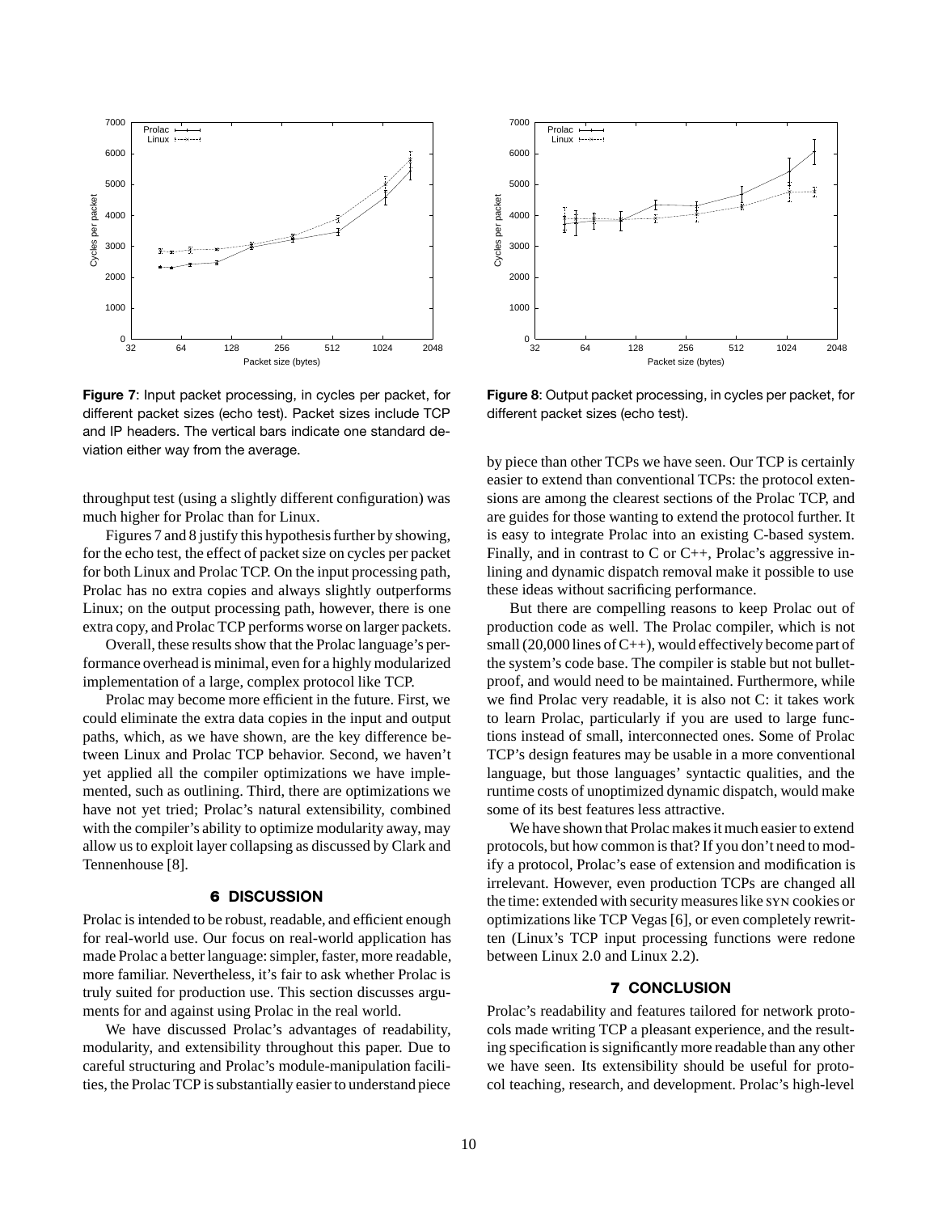**Figure 7**: Input packet processing, in cycles per packet, for different packet sizes (echo test). Packet sizes include TCP and IP headers. The vertical bars indicate one standard deviation either way from the average.

**Figure 8**: Output packet processing, in cycles per packet, for different packet sizes (echo test).

throughput test (using a slightly different configuration) was much higher for Prolac than for Linux.

Figures 7 and 8 justify this hypothesis further by showing, for the echo test, the effect of packet size on cycles per packet for both Linux and Prolac TCP. On the input processing path, Prolac has no extra copies and always slightly outperforms Linux; on the output processing path, however, there is one extra copy, and Prolac TCP performs worse on larger packets.

Overall, these results show that the Prolac language's performance overhead is minimal, even for a highly modularized implementation of a large, complex protocol like TCP.

Prolac may become more efficient in the future. First, we could eliminate the extra data copies in the input and output paths, which, as we have shown, are the key difference between Linux and Prolac TCP behavior. Second, we haven't yet applied all the compiler optimizations we have implemented, such as outlining. Third, there are optimizations we have not yet tried; Prolac's natural extensibility, combined with the compiler's ability to optimize modularity away, may allow us to exploit layer collapsing as discussed by Clark and Tennenhouse [8].

## 6 DISCUSSION

Prolac is intended to be robust, readable, and efficient enough for real-world use. Our focus on real-world application has made Prolac a better language: simpler, faster, more readable, more familiar. Nevertheless, it's fair to ask whether Prolac is truly suited for production use. This section discusses arguments for and against using Prolac in the real world.

We have discussed Prolac's advantages of readability, modularity, and extensibility throughout this paper. Due to careful structuring and Prolac's module-manipulation facilities, the Prolac TCP is substantially easier to understand piece by piece than other TCPs we have seen. Our TCP is certainly easier to extend than conventional TCPs: the protocol extensions are among the clearest sections of the Prolac TCP, and are guides for those wanting to extend the protocol further. It is easy to integrate Prolac into an existing C-based system. Finally, and in contrast to C or C++, Prolac's aggressive inlining and dynamic dispatch removal make it possible to use these ideas without sacrificing performance.

But there are compelling reasons to keep Prolac out of production code as well. The Prolac compiler, which is not small (20,000 lines of C++), would effectively become part of the system's code base. The compiler is stable but not bulletproof, and would need to be maintained. Furthermore, while we find Prolac very readable, it is also not C: it takes work to learn Prolac, particularly if you are used to large functions instead of small, interconnected ones. Some of Prolac TCP's design features may be usable in a more conventional language, but those languages' syntactic qualities, and the runtime costs of unoptimized dynamic dispatch, would make some of its best features less attractive.

We have shown that Prolac makes it much easier to extend protocols, but how common is that? If you don't need to modify a protocol, Prolac's ease of extension and modification is irrelevant. However, even production TCPs are changed all the time: extended with security measures like SYN cookies or optimizations like TCP Vegas [6], or even completely rewritten (Linux's TCP input processing functions were redone between Linux 2.0 and Linux 2.2).

## 7 CONCLUSION

Prolac's readability and features tailored for network protocols made writing TCP a pleasant experience, and the resulting specification is significantly more readable than any other we have seen. Its extensibility should be useful for protocol teaching, research, and development. Prolac's high-level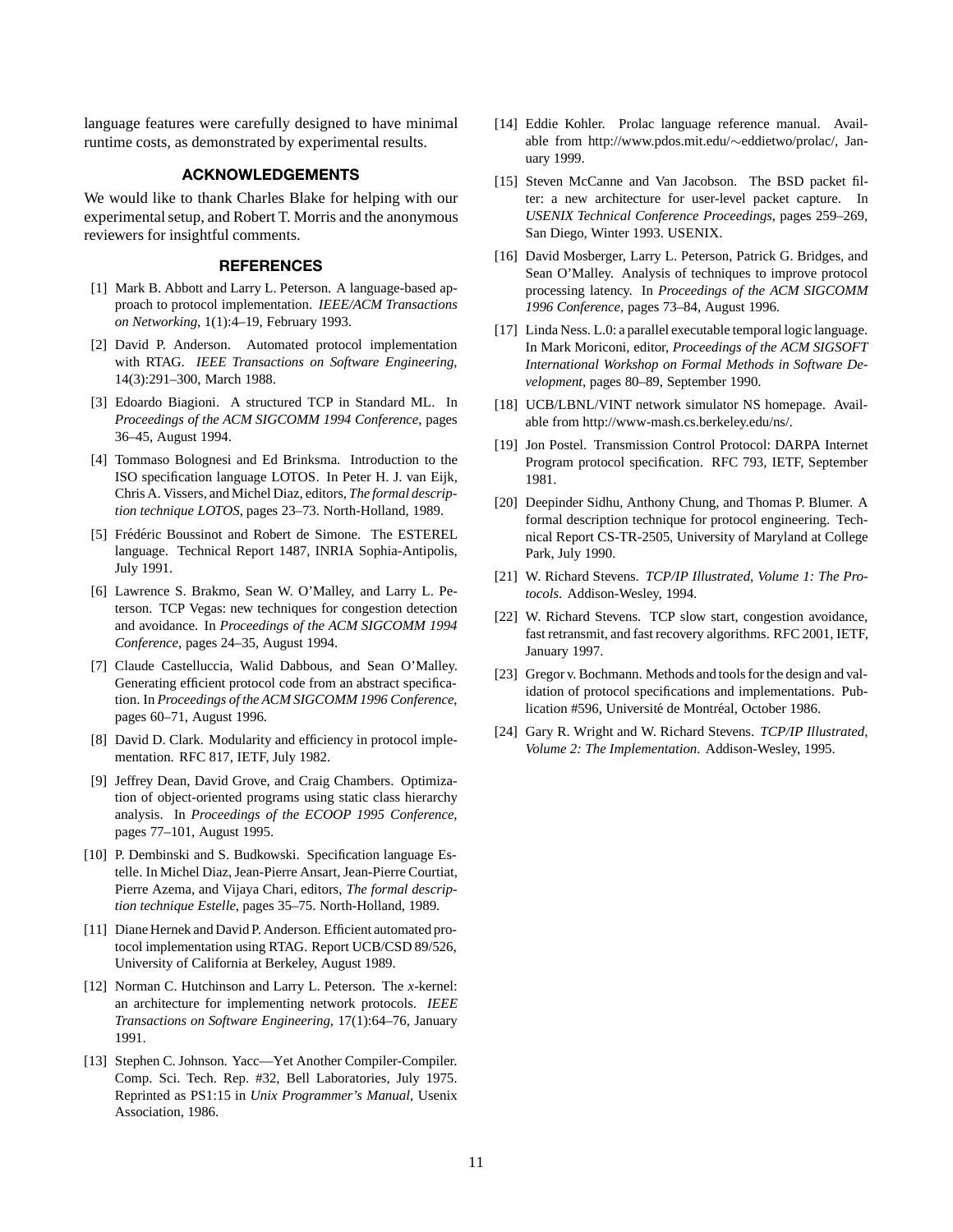language features were carefully designed to have minimal runtime costs, as demonstrated by experimental results.

## ACKNOWLEDGEMENTS

We would like to thank Charles Blake for helping with our experimental setup, and Robert T. Morris and the anonymous reviewers for insightful comments.

## REFERENCES

[1] Mark B. Abbott and Larry L. Peterson. A language-based approach to protocol implementation. *IEEE/ACM Transactions on Networking*, 1(1):4–19, February 1993.

[2] David P. Anderson. Automated protocol implementation with RTAG. *IEEE Transactions on Software Engineering*, 14(3):291–300, March 1988.

[3] Edoardo Biagioni. A structured TCP in Standard ML. In *Proceedings of the ACM SIGCOMM 1994 Conference*, pages 36–45, August 1994.

[4] Tommaso Bolognesi and Ed Brinksma. Introduction to the ISO specification language LOTOS. In Peter H. J. van Eijk, Chris A. Vissers, and Michel Diaz, editors, *The formal description technique LOTOS*, pages 23–73. North-Holland, 1989.

[5] Frédéric Boussinot and Robert de Simone. The ESTEREL language. Technical Report 1487, INRIA Sophia-Antipolis, July 1991.

[6] Lawrence S. Brakmo, Sean W. O'Malley, and Larry L. Peterson. TCP Vegas: new techniques for congestion detection and avoidance. In *Proceedings of the ACM SIGCOMM 1994 Conference*, pages 24–35, August 1994.

[7] Claude Castelluccia, Walid Dabbous, and Sean O'Malley. Generating efficient protocol code from an abstract specification. In *Proceedings of the ACM SIGCOMM 1996 Conference*, pages 60–71, August 1996.

[8] David D. Clark. Modularity and efficiency in protocol implementation. RFC 817, IETF, July 1982.

[9] Jeffrey Dean, David Grove, and Craig Chambers. Optimization of object-oriented programs using static class hierarchy analysis. In *Proceedings of the ECOOP 1995 Conference*, pages 77–101, August 1995.

[10] P. Dembinski and S. Budkowski. Specification language Estelle. In Michel Diaz, Jean-Pierre Ansart, Jean-Pierre Courtiat, Pierre Azema, and Vijaya Chari, editors, *The formal description technique Estelle*, pages 35–75. North-Holland, 1989.

[11] Diane Hernek and David P. Anderson. Efficient automated protocol implementation using RTAG. Report UCB/CSD 89/526, University of California at Berkeley, August 1989.

[12] Norman C. Hutchinson and Larry L. Peterson. The *x*-kernel: an architecture for implementing network protocols. *IEEE Transactions on Software Engineering*, 17(1):64–76, January 1991.

[13] Stephen C. Johnson. Yacc—Yet Another Compiler-Compiler. Comp. Sci. Tech. Rep. #32, Bell Laboratories, July 1975. Reprinted as PS1:15 in *Unix Programmer's Manual*, Usenix Association, 1986.

[14] Eddie Kohler. Prolac language reference manual. Available from http://www.pdos.mit.edu/∼eddietwo/prolac/, January 1999.

[15] Steven McCanne and Van Jacobson. The BSD packet filter: a new architecture for user-level packet capture. In *USENIX Technical Conference Proceedings*, pages 259–269, San Diego, Winter 1993. USENIX.

[16] David Mosberger, Larry L. Peterson, Patrick G. Bridges, and Sean O'Malley. Analysis of techniques to improve protocol processing latency. In *Proceedings of the ACM SIGCOMM 1996 Conference*, pages 73–84, August 1996.

[17] Linda Ness. L.0: a parallel executable temporal logic language. In Mark Moriconi, editor, *Proceedings of the ACM SIGSOFT International Workshop on Formal Methods in Software Development*, pages 80–89, September 1990.

[18] UCB/LBNL/VINT network simulator NS homepage. Available from http://www-mash.cs.berkeley.edu/ns/.

[19] Jon Postel. Transmission Control Protocol: DARPA Internet Program protocol specification. RFC 793, IETF, September 1981.

[20] Deepinder Sidhu, Anthony Chung, and Thomas P. Blumer. A formal description technique for protocol engineering. Technical Report CS-TR-2505, University of Maryland at College Park, July 1990.

[21] W. Richard Stevens. *TCP/IP Illustrated, Volume 1: The Protocols*. Addison-Wesley, 1994.

[22] W. Richard Stevens. TCP slow start, congestion avoidance, fast retransmit, and fast recovery algorithms. RFC 2001, IETF, January 1997.

[23] Gregor v. Bochmann. Methods and tools for the design and validation of protocol specifications and implementations. Publication #596, Université de Montréal, October 1986.

[24] Gary R. Wright and W. Richard Stevens. *TCP/IP Illustrated, Volume 2: The Implementation*. Addison-Wesley, 1995.